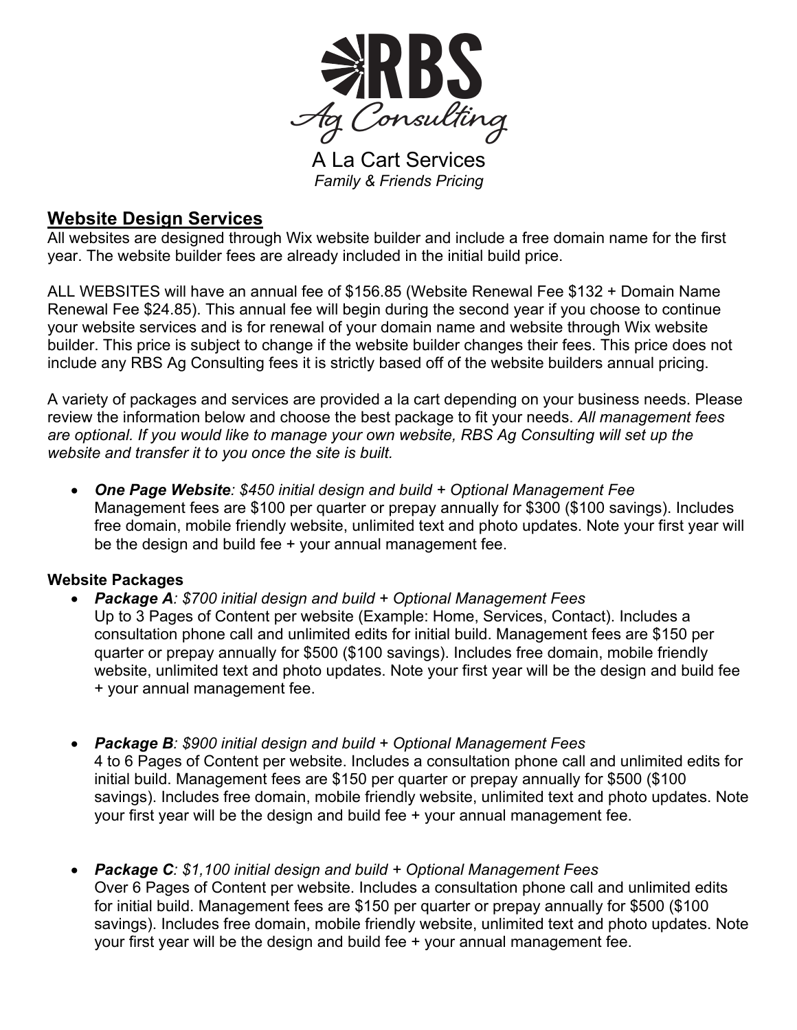# RBS Ag Consulting

A La Cart Services

*Family & Friends Pricing*

## Website Design Services

All websites are designed through Wix website builder and include a free domain name for the first year. The website builder fees are already included in the initial build price.

ALL WEBSITES will have an annual fee of $156.85 (Website Renewal Fee $132 + Domain Name Renewal Fee $24.85). This annual fee will begin during the second year if you choose to continue your website services and is for renewal of your domain name and website through Wix website builder. This price is subject to change if the website builder changes their fees. This price does not include any RBS Ag Consulting fees it is strictly based off of the website builders annual pricing.

A variety of packages and services are provided a la cart depending on your business needs. Please review the information below and choose the best package to fit your needs. *All management fees are optional. If you would like to manage your own website, RBS Ag Consulting will set up the website and transfer it to you once the site is built.*

- ***One Page Website**: $450 initial design and build + Optional Management Fee*
  Management fees are $100 per quarter or prepay annually for $300 ($100 savings). Includes free domain, mobile friendly website, unlimited text and photo updates. Note your first year will be the design and build fee + your annual management fee.

**Website Packages**

- ***Package A**: $700 initial design and build + Optional Management Fees*
  Up to 3 Pages of Content per website (Example: Home, Services, Contact). Includes a consultation phone call and unlimited edits for initial build. Management fees are $150 per quarter or prepay annually for $500 ($100 savings). Includes free domain, mobile friendly website, unlimited text and photo updates. Note your first year will be the design and build fee + your annual management fee.

- ***Package B**: $900 initial design and build + Optional Management Fees*
  4 to 6 Pages of Content per website. Includes a consultation phone call and unlimited edits for initial build. Management fees are $150 per quarter or prepay annually for $500 ($100 savings). Includes free domain, mobile friendly website, unlimited text and photo updates. Note your first year will be the design and build fee + your annual management fee.

- ***Package C**: $1,100 initial design and build + Optional Management Fees*
  Over 6 Pages of Content per website. Includes a consultation phone call and unlimited edits for initial build. Management fees are $150 per quarter or prepay annually for $500 ($100 savings). Includes free domain, mobile friendly website, unlimited text and photo updates. Note your first year will be the design and build fee + your annual management fee.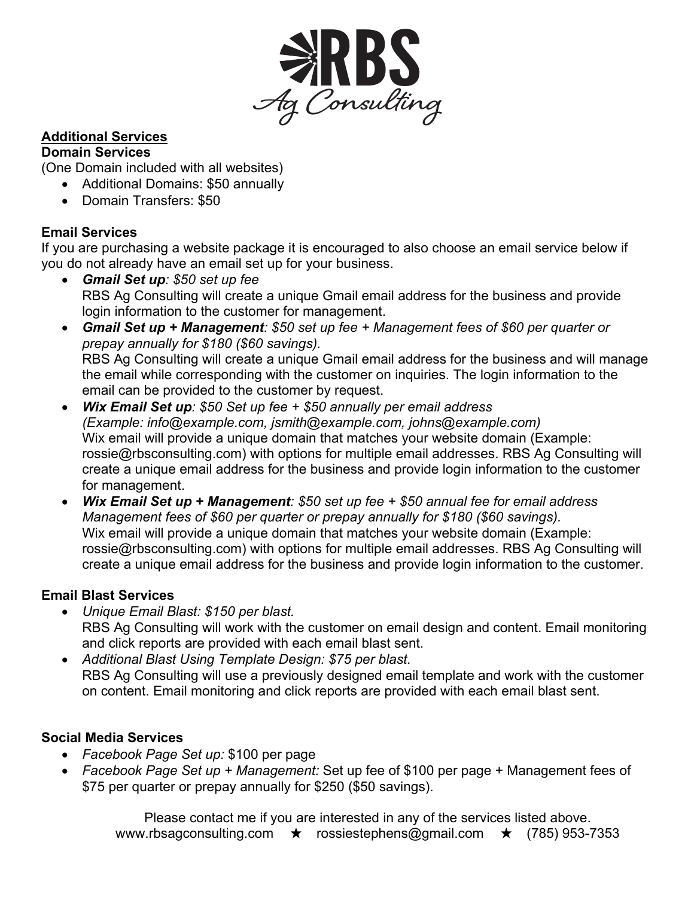# RBS Ag Consulting

## Additional Services

### Domain Services

(One Domain included with all websites)

- Additional Domains: $50 annually
- Domain Transfers: $50

### Email Services

If you are purchasing a website package it is encouraged to also choose an email service below if you do not already have an email set up for your business.

- ***Gmail Set up****: $50 set up fee*
  RBS Ag Consulting will create a unique Gmail email address for the business and provide login information to the customer for management.
- ***Gmail Set up + Management****: $50 set up fee + Management fees of $60 per quarter or prepay annually for $180 ($60 savings).*
  RBS Ag Consulting will create a unique Gmail email address for the business and will manage the email while corresponding with the customer on inquiries. The login information to the email can be provided to the customer by request.
- ***Wix Email Set up****: $50 Set up fee + $50 annually per email address (Example: info@example.com, jsmith@example.com, johns@example.com)*
  Wix email will provide a unique domain that matches your website domain (Example: rossie@rbsconsulting.com) with options for multiple email addresses. RBS Ag Consulting will create a unique email address for the business and provide login information to the customer for management.
- ***Wix Email Set up + Management****: $50 set up fee + $50 annual fee for email address Management fees of $60 per quarter or prepay annually for $180 ($60 savings).*
  Wix email will provide a unique domain that matches your website domain (Example: rossie@rbsconsulting.com) with options for multiple email addresses. RBS Ag Consulting will create a unique email address for the business and provide login information to the customer.

### Email Blast Services

- *Unique Email Blast: $150 per blast.*
  RBS Ag Consulting will work with the customer on email design and content. Email monitoring and click reports are provided with each email blast sent.
- *Additional Blast Using Template Design: $75 per blast.*
  RBS Ag Consulting will use a previously designed email template and work with the customer on content. Email monitoring and click reports are provided with each email blast sent.

### Social Media Services

- *Facebook Page Set up:* $100 per page
- *Facebook Page Set up + Management:* Set up fee of $100 per page + Management fees of $75 per quarter or prepay annually for $250 ($50 savings).

Please contact me if you are interested in any of the services listed above.
www.rbsagconsulting.com ★ rossiestephens@gmail.com ★ (785) 953-7353